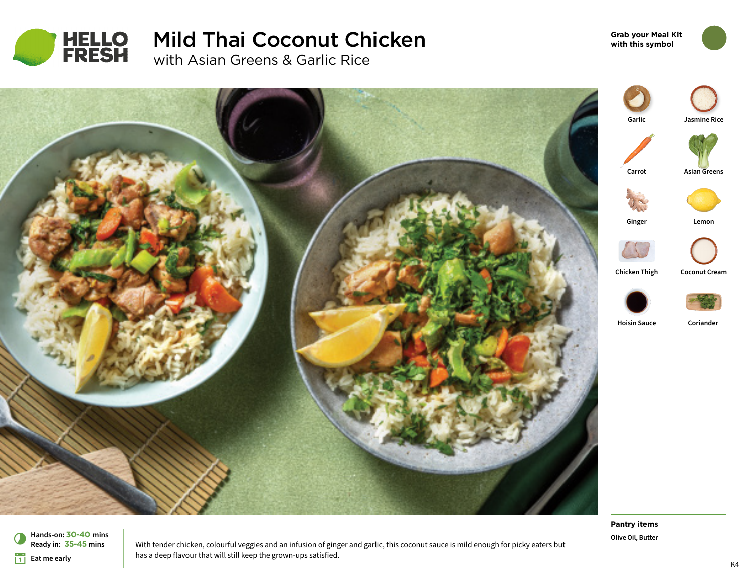# Mild Thai Coconut Chicken

## with Asian Greens & Garlic Rice

Grab your Meal Kit with this symbol

- Garlic
- Jasmine Rice
- Carrot
- Asian Greens
- Ginger
- Lemon
- Chicken Thigh
- Coconut Cream
- Hoisin Sauce
- Coriander

**Pantry items**

Olive Oil, Butter

Hands-on: 30-40 mins
Ready in: 35-45 mins
Eat me early

With tender chicken, colourful veggies and an infusion of ginger and garlic, this coconut sauce is mild enough for picky eaters but has a deep flavour that will still keep the grown-ups satisfied.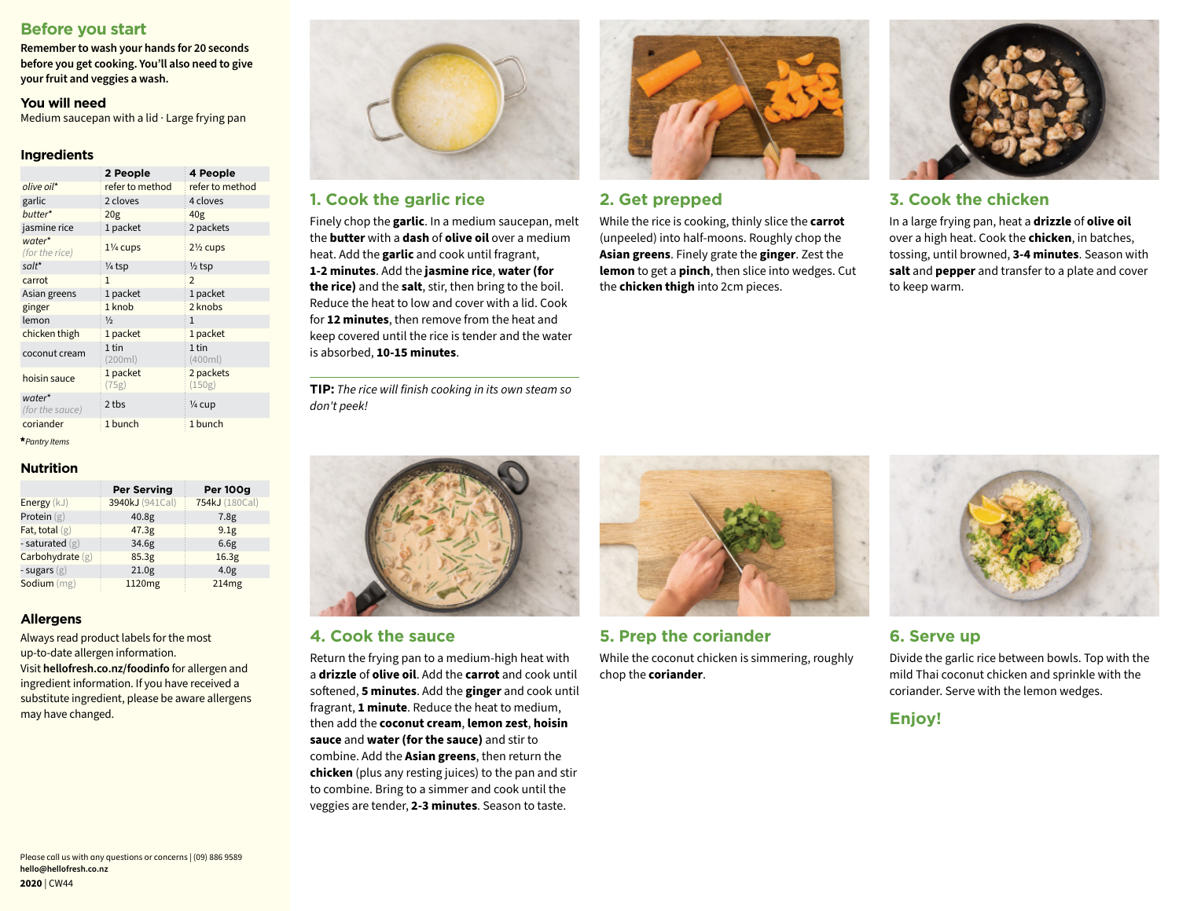## Before you start

**Remember to wash your hands for 20 seconds before you get cooking. You'll also need to give your fruit and veggies a wash.**

### You will need

Medium saucepan with a lid · Large frying pan

## Ingredients

| | 2 People | 4 People |
|---|---|---|
| *olive oil** | refer to method | refer to method |
| garlic | 2 cloves | 4 cloves |
| *butter** | 20g | 40g |
| jasmine rice | 1 packet | 2 packets |
| *water** *(for the rice)* | 1¼ cups | 2½ cups |
| *salt** | ¼ tsp | ½ tsp |
| carrot | 1 | 2 |
| Asian greens | 1 packet | 1 packet |
| ginger | 1 knob | 2 knobs |
| lemon | ½ | 1 |
| chicken thigh | 1 packet | 1 packet |
| coconut cream | 1 tin (200ml) | 1 tin (400ml) |
| hoisin sauce | 1 packet (75g) | 2 packets (150g) |
| *water** *(for the sauce)* | 2 tbs | ¼ cup |
| coriander | 1 bunch | 1 bunch |

***Pantry Items***

## Nutrition

| | Per Serving | Per 100g |
|---|---|---|
| Energy (kJ) | 3940kJ (941Cal) | 754kJ (180Cal) |
| Protein (g) | 40.8g | 7.8g |
| Fat, total (g) | 47.3g | 9.1g |
| - saturated (g) | 34.6g | 6.6g |
| Carbohydrate (g) | 85.3g | 16.3g |
| - sugars (g) | 21.0g | 4.0g |
| Sodium (mg) | 1120mg | 214mg |

## Allergens

Always read product labels for the most up-to-date allergen information.
Visit **hellofresh.co.nz/foodinfo** for allergen and ingredient information. If you have received a substitute ingredient, please be aware allergens may have changed.

Please call us with any questions or concerns | (09) 886 9589
**hello@hellofresh.co.nz**
**2020** | CW44

## 1. Cook the garlic rice

Finely chop the **garlic**. In a medium saucepan, melt the **butter** with a **dash** of **olive oil** over a medium heat. Add the **garlic** and cook until fragrant, **1-2 minutes**. Add the **jasmine rice**, **water (for the rice)** and the **salt**, stir, then bring to the boil. Reduce the heat to low and cover with a lid. Cook for **12 minutes**, then remove from the heat and keep covered until the rice is tender and the water is absorbed, **10-15 minutes**.

**TIP:** *The rice will finish cooking in its own steam so don't peek!*

## 2. Get prepped

While the rice is cooking, thinly slice the **carrot** (unpeeled) into half-moons. Roughly chop the **Asian greens**. Finely grate the **ginger**. Zest the **lemon** to get a **pinch**, then slice into wedges. Cut the **chicken thigh** into 2cm pieces.

## 3. Cook the chicken

In a large frying pan, heat a **drizzle** of **olive oil** over a high heat. Cook the **chicken**, in batches, tossing, until browned, **3-4 minutes**. Season with **salt** and **pepper** and transfer to a plate and cover to keep warm.

## 4. Cook the sauce

Return the frying pan to a medium-high heat with a **drizzle** of **olive oil**. Add the **carrot** and cook until softened, **5 minutes**. Add the **ginger** and cook until fragrant, **1 minute**. Reduce the heat to medium, then add the **coconut cream**, **lemon zest**, **hoisin sauce** and **water (for the sauce)** and stir to combine. Add the **Asian greens**, then return the **chicken** (plus any resting juices) to the pan and stir to combine. Bring to a simmer and cook until the veggies are tender, **2-3 minutes**. Season to taste.

## 5. Prep the coriander

While the coconut chicken is simmering, roughly chop the **coriander**.

## 6. Serve up

Divide the garlic rice between bowls. Top with the mild Thai coconut chicken and sprinkle with the coriander. Serve with the lemon wedges.

## Enjoy!